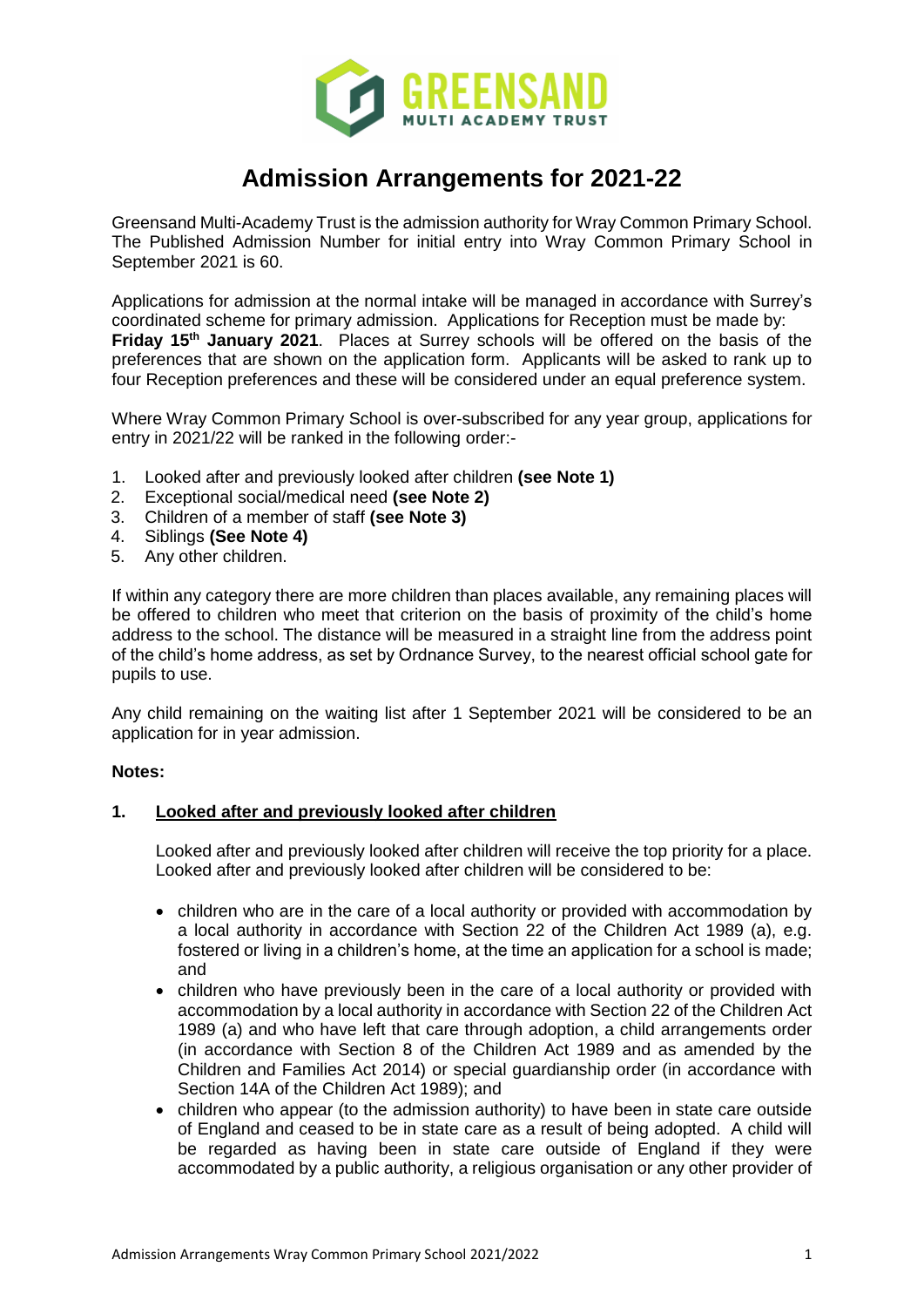# Admission Arrangements for 2021-22

Greensand Multi-Academy Trust is the admission authority for Wray Common Primary School. The Published Admission Number for initial entry into Wray Common Primary School in September 2021 is 60.

Applications for admission at the normal intake will be managed in accordance with Surrey's coordinated scheme for primary admission. Applications for Reception must be made by: **Friday 15th January 2021**. Places at Surrey schools will be offered on the basis of the preferences that are shown on the application form. Applicants will be asked to rank up to four Reception preferences and these will be considered under an equal preference system.

Where Wray Common Primary School is over-subscribed for any year group, applications for entry in 2021/22 will be ranked in the following order:-

1. Looked after and previously looked after children **(see Note 1)**
2. Exceptional social/medical need **(see Note 2)**
3. Children of a member of staff **(see Note 3)**
4. Siblings **(See Note 4)**
5. Any other children.

If within any category there are more children than places available, any remaining places will be offered to children who meet that criterion on the basis of proximity of the child's home address to the school. The distance will be measured in a straight line from the address point of the child's home address, as set by Ordnance Survey, to the nearest official school gate for pupils to use.

Any child remaining on the waiting list after 1 September 2021 will be considered to be an application for in year admission.

**Notes:**

**1. Looked after and previously looked after children**

Looked after and previously looked after children will receive the top priority for a place. Looked after and previously looked after children will be considered to be:

- children who are in the care of a local authority or provided with accommodation by a local authority in accordance with Section 22 of the Children Act 1989 (a), e.g. fostered or living in a children's home, at the time an application for a school is made; and
- children who have previously been in the care of a local authority or provided with accommodation by a local authority in accordance with Section 22 of the Children Act 1989 (a) and who have left that care through adoption, a child arrangements order (in accordance with Section 8 of the Children Act 1989 and as amended by the Children and Families Act 2014) or special guardianship order (in accordance with Section 14A of the Children Act 1989); and
- children who appear (to the admission authority) to have been in state care outside of England and ceased to be in state care as a result of being adopted. A child will be regarded as having been in state care outside of England if they were accommodated by a public authority, a religious organisation or any other provider of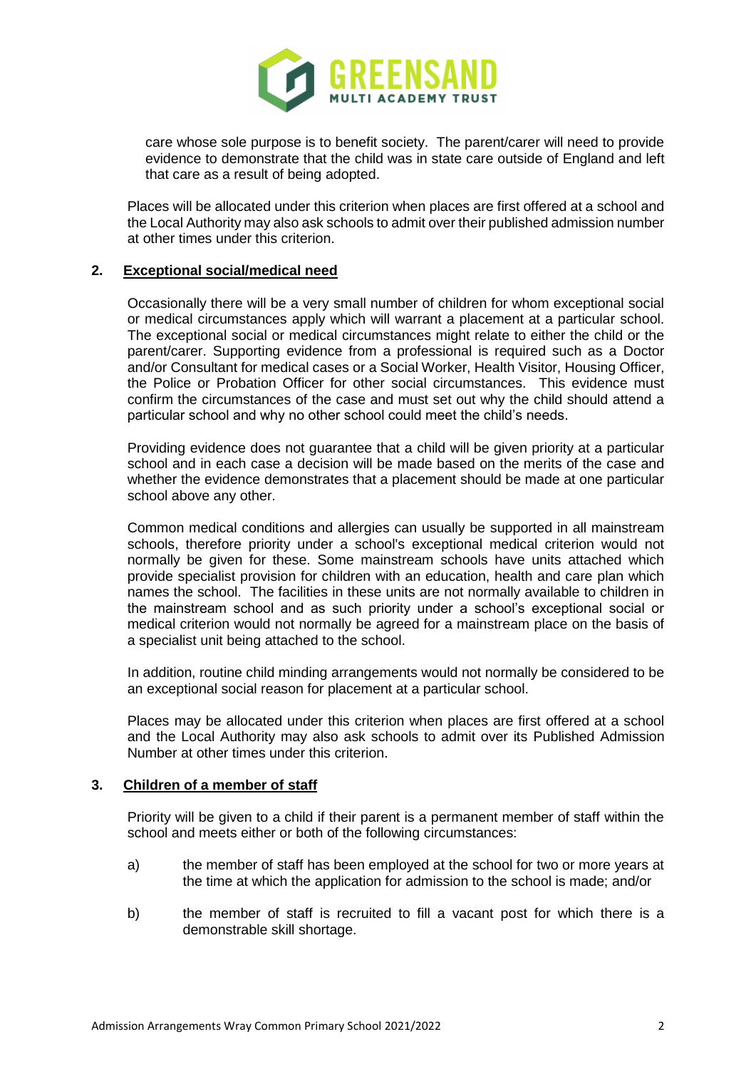care whose sole purpose is to benefit society. The parent/carer will need to provide evidence to demonstrate that the child was in state care outside of England and left that care as a result of being adopted.

Places will be allocated under this criterion when places are first offered at a school and the Local Authority may also ask schools to admit over their published admission number at other times under this criterion.

## 2. Exceptional social/medical need

Occasionally there will be a very small number of children for whom exceptional social or medical circumstances apply which will warrant a placement at a particular school. The exceptional social or medical circumstances might relate to either the child or the parent/carer. Supporting evidence from a professional is required such as a Doctor and/or Consultant for medical cases or a Social Worker, Health Visitor, Housing Officer, the Police or Probation Officer for other social circumstances. This evidence must confirm the circumstances of the case and must set out why the child should attend a particular school and why no other school could meet the child's needs.

Providing evidence does not guarantee that a child will be given priority at a particular school and in each case a decision will be made based on the merits of the case and whether the evidence demonstrates that a placement should be made at one particular school above any other.

Common medical conditions and allergies can usually be supported in all mainstream schools, therefore priority under a school's exceptional medical criterion would not normally be given for these. Some mainstream schools have units attached which provide specialist provision for children with an education, health and care plan which names the school. The facilities in these units are not normally available to children in the mainstream school and as such priority under a school's exceptional social or medical criterion would not normally be agreed for a mainstream place on the basis of a specialist unit being attached to the school.

In addition, routine child minding arrangements would not normally be considered to be an exceptional social reason for placement at a particular school.

Places may be allocated under this criterion when places are first offered at a school and the Local Authority may also ask schools to admit over its Published Admission Number at other times under this criterion.

## 3. Children of a member of staff

Priority will be given to a child if their parent is a permanent member of staff within the school and meets either or both of the following circumstances:

a) the member of staff has been employed at the school for two or more years at the time at which the application for admission to the school is made; and/or

b) the member of staff is recruited to fill a vacant post for which there is a demonstrable skill shortage.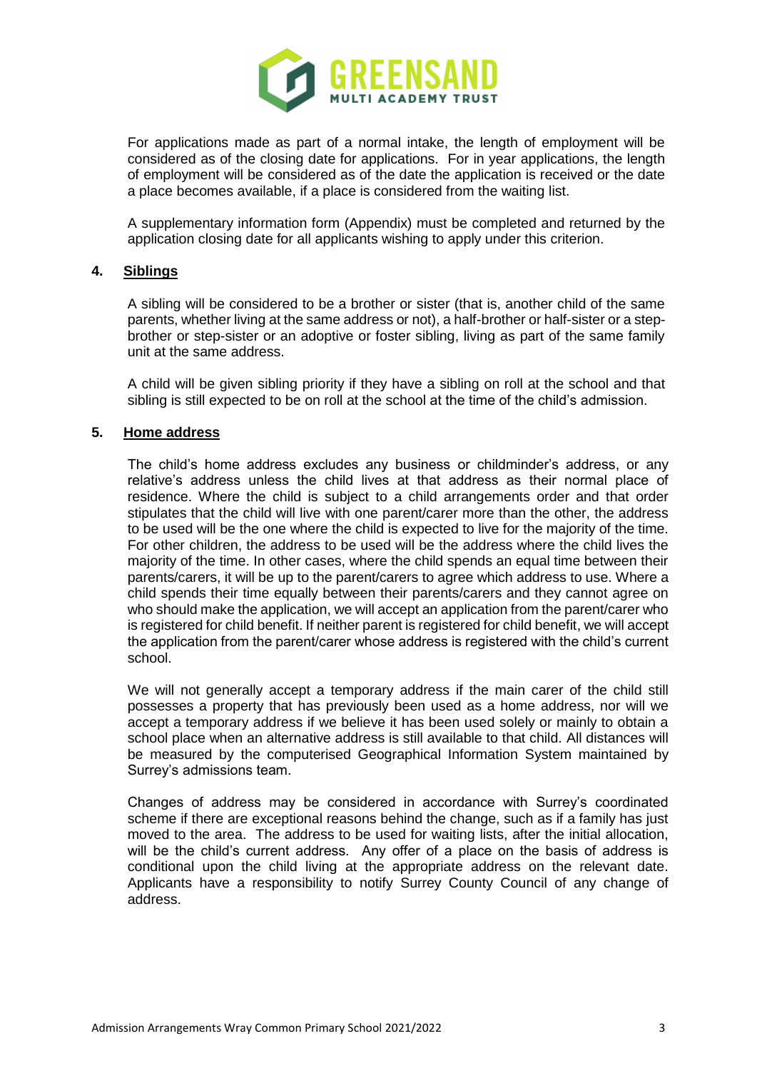For applications made as part of a normal intake, the length of employment will be considered as of the closing date for applications. For in year applications, the length of employment will be considered as of the date the application is received or the date a place becomes available, if a place is considered from the waiting list.

A supplementary information form (Appendix) must be completed and returned by the application closing date for all applicants wishing to apply under this criterion.

## 4. Siblings

A sibling will be considered to be a brother or sister (that is, another child of the same parents, whether living at the same address or not), a half-brother or half-sister or a step-brother or step-sister or an adoptive or foster sibling, living as part of the same family unit at the same address.

A child will be given sibling priority if they have a sibling on roll at the school and that sibling is still expected to be on roll at the school at the time of the child's admission.

## 5. Home address

The child's home address excludes any business or childminder's address, or any relative's address unless the child lives at that address as their normal place of residence. Where the child is subject to a child arrangements order and that order stipulates that the child will live with one parent/carer more than the other, the address to be used will be the one where the child is expected to live for the majority of the time. For other children, the address to be used will be the address where the child lives the majority of the time. In other cases, where the child spends an equal time between their parents/carers, it will be up to the parent/carers to agree which address to use. Where a child spends their time equally between their parents/carers and they cannot agree on who should make the application, we will accept an application from the parent/carer who is registered for child benefit. If neither parent is registered for child benefit, we will accept the application from the parent/carer whose address is registered with the child's current school.

We will not generally accept a temporary address if the main carer of the child still possesses a property that has previously been used as a home address, nor will we accept a temporary address if we believe it has been used solely or mainly to obtain a school place when an alternative address is still available to that child. All distances will be measured by the computerised Geographical Information System maintained by Surrey's admissions team.

Changes of address may be considered in accordance with Surrey's coordinated scheme if there are exceptional reasons behind the change, such as if a family has just moved to the area. The address to be used for waiting lists, after the initial allocation, will be the child's current address. Any offer of a place on the basis of address is conditional upon the child living at the appropriate address on the relevant date. Applicants have a responsibility to notify Surrey County Council of any change of address.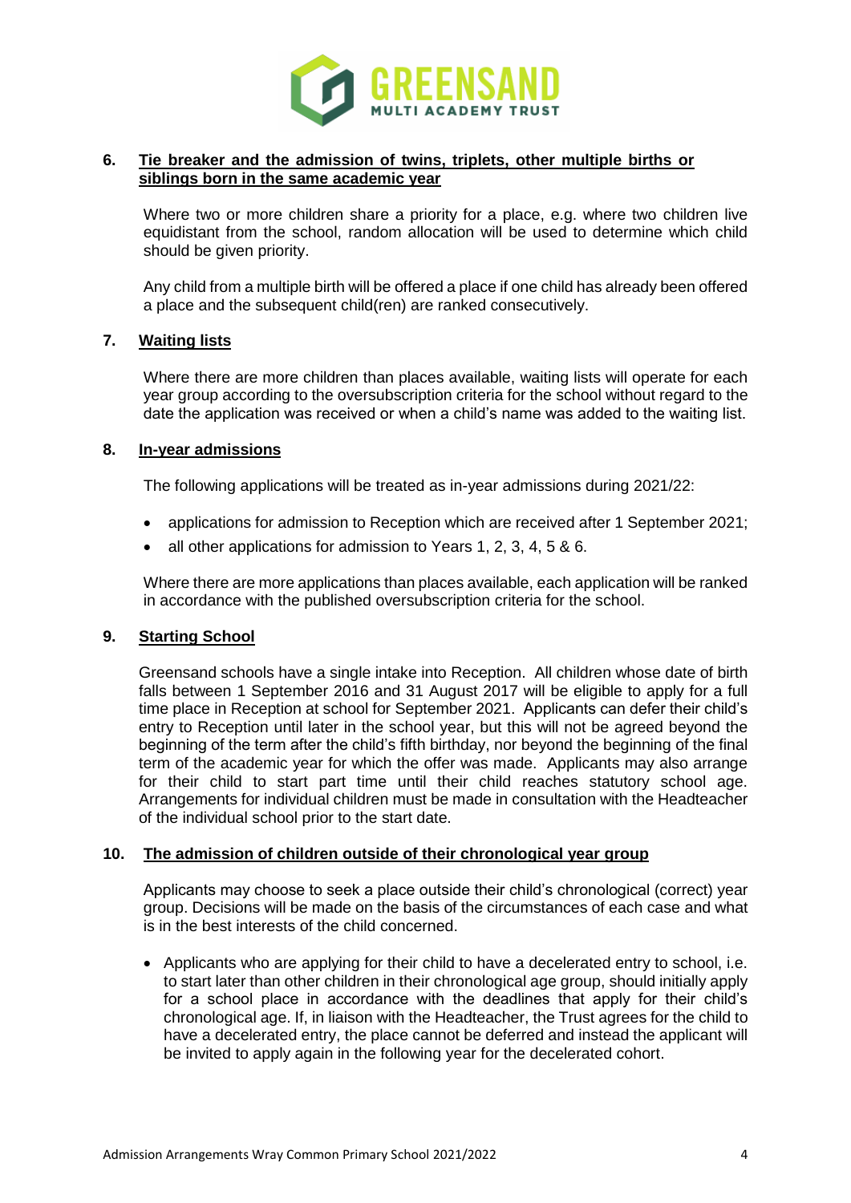## 6. Tie breaker and the admission of twins, triplets, other multiple births or siblings born in the same academic year

Where two or more children share a priority for a place, e.g. where two children live equidistant from the school, random allocation will be used to determine which child should be given priority.

Any child from a multiple birth will be offered a place if one child has already been offered a place and the subsequent child(ren) are ranked consecutively.

## 7. Waiting lists

Where there are more children than places available, waiting lists will operate for each year group according to the oversubscription criteria for the school without regard to the date the application was received or when a child's name was added to the waiting list.

## 8. In-year admissions

The following applications will be treated as in-year admissions during 2021/22:

- applications for admission to Reception which are received after 1 September 2021;
- all other applications for admission to Years 1, 2, 3, 4, 5 & 6.

Where there are more applications than places available, each application will be ranked in accordance with the published oversubscription criteria for the school.

## 9. Starting School

Greensand schools have a single intake into Reception. All children whose date of birth falls between 1 September 2016 and 31 August 2017 will be eligible to apply for a full time place in Reception at school for September 2021. Applicants can defer their child's entry to Reception until later in the school year, but this will not be agreed beyond the beginning of the term after the child's fifth birthday, nor beyond the beginning of the final term of the academic year for which the offer was made. Applicants may also arrange for their child to start part time until their child reaches statutory school age. Arrangements for individual children must be made in consultation with the Headteacher of the individual school prior to the start date.

## 10. The admission of children outside of their chronological year group

Applicants may choose to seek a place outside their child's chronological (correct) year group. Decisions will be made on the basis of the circumstances of each case and what is in the best interests of the child concerned.

- Applicants who are applying for their child to have a decelerated entry to school, i.e. to start later than other children in their chronological age group, should initially apply for a school place in accordance with the deadlines that apply for their child's chronological age. If, in liaison with the Headteacher, the Trust agrees for the child to have a decelerated entry, the place cannot be deferred and instead the applicant will be invited to apply again in the following year for the decelerated cohort.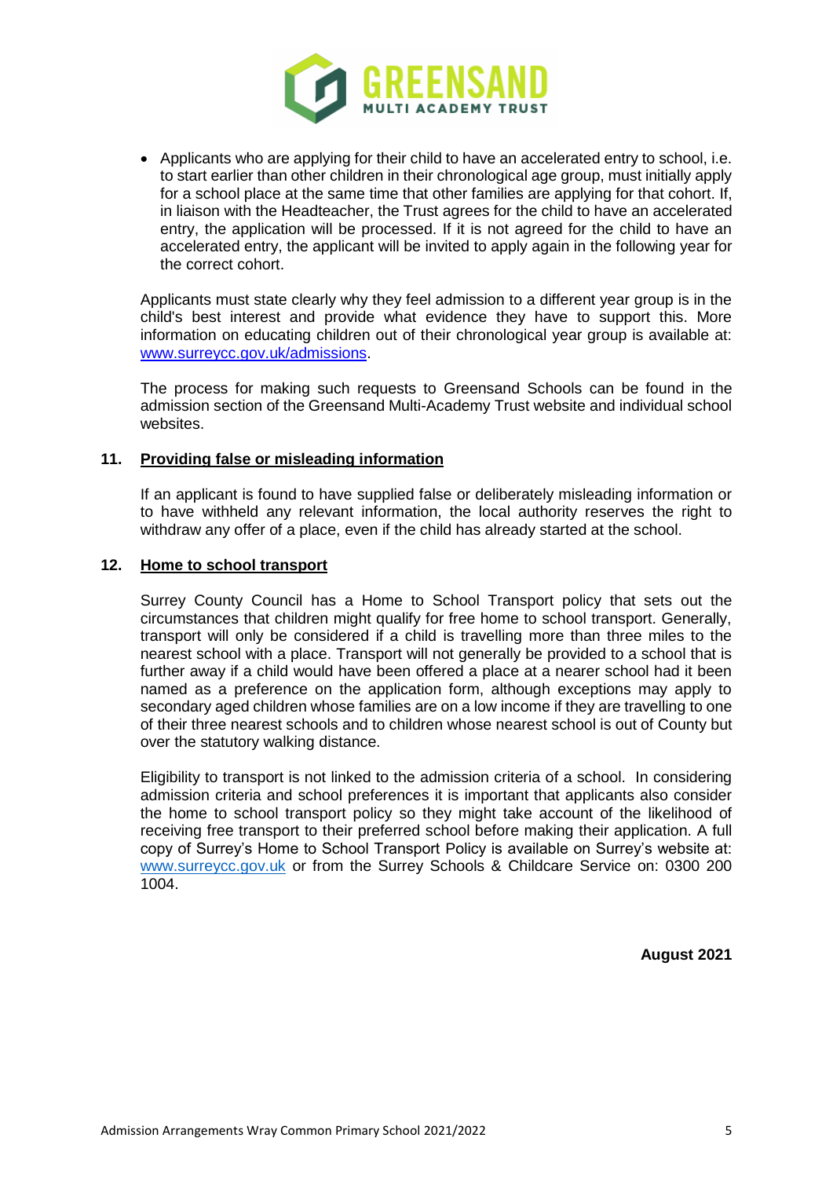- Applicants who are applying for their child to have an accelerated entry to school, i.e. to start earlier than other children in their chronological age group, must initially apply for a school place at the same time that other families are applying for that cohort. If, in liaison with the Headteacher, the Trust agrees for the child to have an accelerated entry, the application will be processed. If it is not agreed for the child to have an accelerated entry, the applicant will be invited to apply again in the following year for the correct cohort.

Applicants must state clearly why they feel admission to a different year group is in the child's best interest and provide what evidence they have to support this. More information on educating children out of their chronological year group is available at: www.surreycc.gov.uk/admissions.

The process for making such requests to Greensand Schools can be found in the admission section of the Greensand Multi-Academy Trust website and individual school websites.

## 11. Providing false or misleading information

If an applicant is found to have supplied false or deliberately misleading information or to have withheld any relevant information, the local authority reserves the right to withdraw any offer of a place, even if the child has already started at the school.

## 12. Home to school transport

Surrey County Council has a Home to School Transport policy that sets out the circumstances that children might qualify for free home to school transport. Generally, transport will only be considered if a child is travelling more than three miles to the nearest school with a place. Transport will not generally be provided to a school that is further away if a child would have been offered a place at a nearer school had it been named as a preference on the application form, although exceptions may apply to secondary aged children whose families are on a low income if they are travelling to one of their three nearest schools and to children whose nearest school is out of County but over the statutory walking distance.

Eligibility to transport is not linked to the admission criteria of a school. In considering admission criteria and school preferences it is important that applicants also consider the home to school transport policy so they might take account of the likelihood of receiving free transport to their preferred school before making their application. A full copy of Surrey's Home to School Transport Policy is available on Surrey's website at: www.surreycc.gov.uk or from the Surrey Schools & Childcare Service on: 0300 200 1004.

**August 2021**